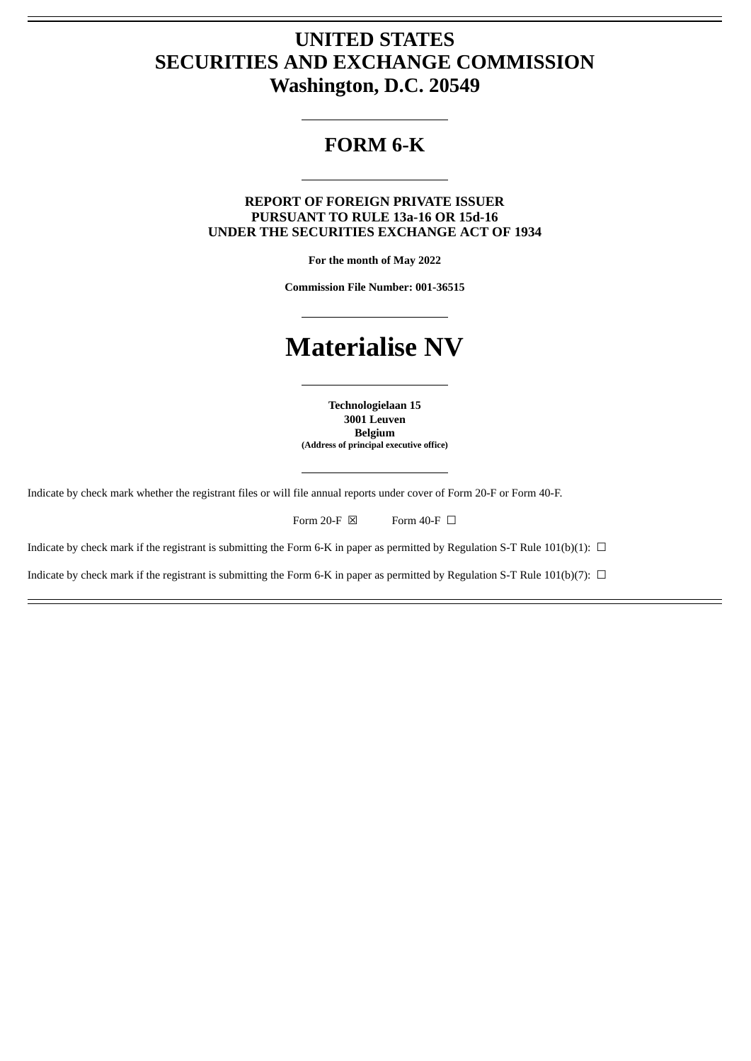# UNITED STATES
# SECURITIES AND EXCHANGE COMMISSION
# Washington, D.C. 20549

---

## FORM 6-K

---

**REPORT OF FOREIGN PRIVATE ISSUER**
**PURSUANT TO RULE 13a-16 OR 15d-16**
**UNDER THE SECURITIES EXCHANGE ACT OF 1934**

**For the month of May 2022**

**Commission File Number: 001-36515**

---

# Materialise NV

---

**Technologielaan 15**
**3001 Leuven**
**Belgium**
**(Address of principal executive office)**

---

Indicate by check mark whether the registrant files or will file annual reports under cover of Form 20-F or Form 40-F.

Form 20-F ☒ Form 40-F ☐

Indicate by check mark if the registrant is submitting the Form 6-K in paper as permitted by Regulation S-T Rule 101(b)(1): ☐

Indicate by check mark if the registrant is submitting the Form 6-K in paper as permitted by Regulation S-T Rule 101(b)(7): ☐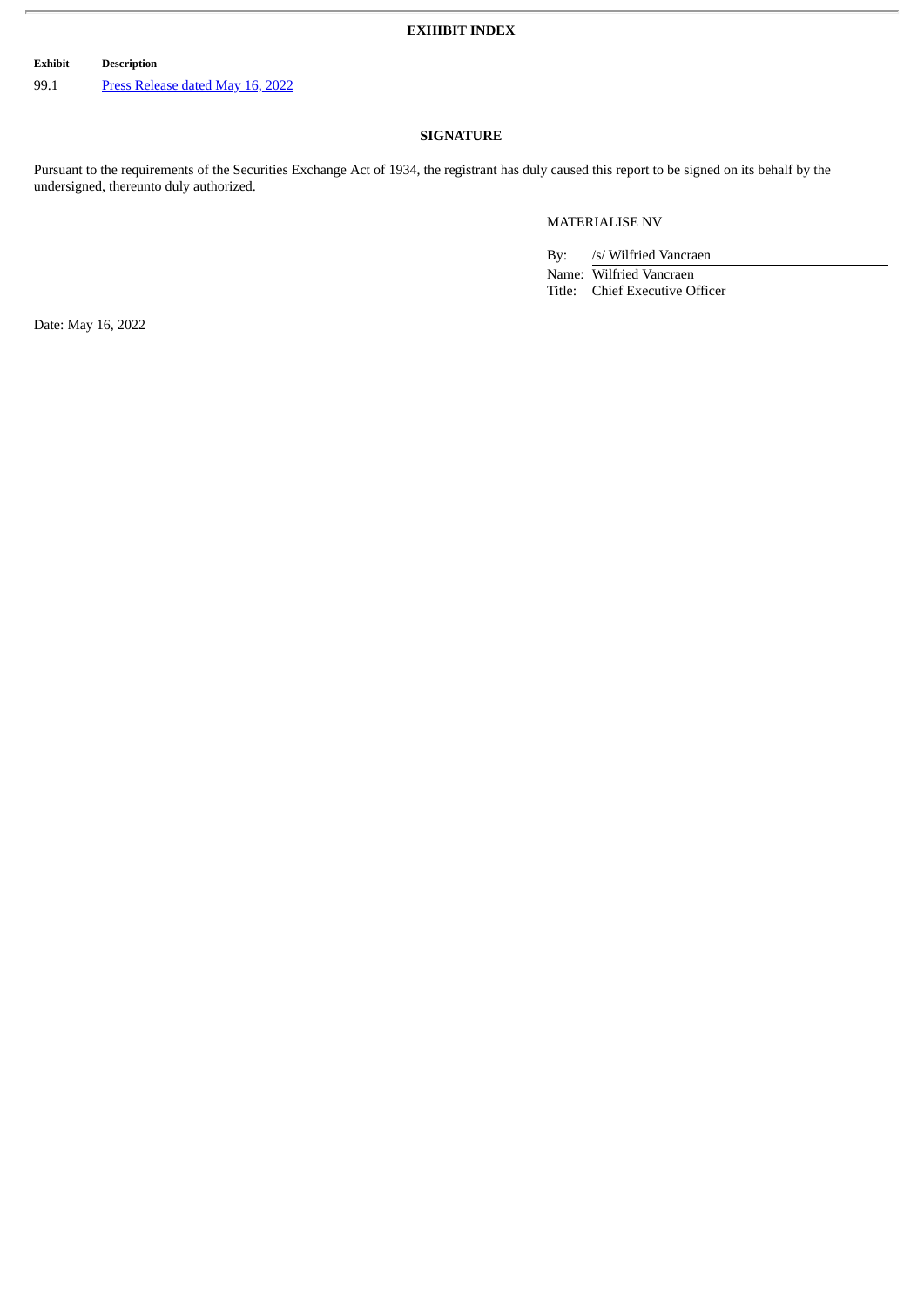## EXHIBIT INDEX

| Exhibit | Description |
| --- | --- |
| 99.1 | Press Release dated May 16, 2022 |

## SIGNATURE

Pursuant to the requirements of the Securities Exchange Act of 1934, the registrant has duly caused this report to be signed on its behalf by the undersigned, thereunto duly authorized.

MATERIALISE NV

By: /s/ Wilfried Vancraen
Name: Wilfried Vancraen
Title: Chief Executive Officer

Date: May 16, 2022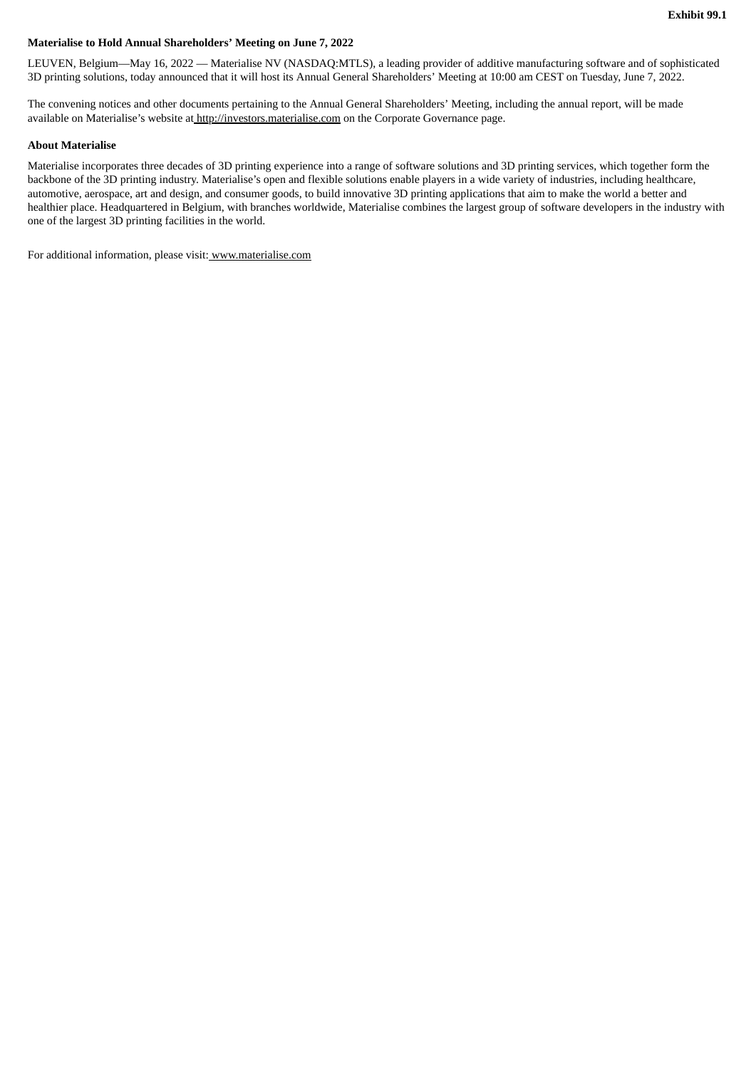Exhibit 99.1

**Materialise to Hold Annual Shareholders' Meeting on June 7, 2022**

LEUVEN, Belgium—May 16, 2022 — Materialise NV (NASDAQ:MTLS), a leading provider of additive manufacturing software and of sophisticated 3D printing solutions, today announced that it will host its Annual General Shareholders' Meeting at 10:00 am CEST on Tuesday, June 7, 2022.

The convening notices and other documents pertaining to the Annual General Shareholders' Meeting, including the annual report, will be made available on Materialise's website at http://investors.materialise.com on the Corporate Governance page.

**About Materialise**

Materialise incorporates three decades of 3D printing experience into a range of software solutions and 3D printing services, which together form the backbone of the 3D printing industry. Materialise's open and flexible solutions enable players in a wide variety of industries, including healthcare, automotive, aerospace, art and design, and consumer goods, to build innovative 3D printing applications that aim to make the world a better and healthier place. Headquartered in Belgium, with branches worldwide, Materialise combines the largest group of software developers in the industry with one of the largest 3D printing facilities in the world.

For additional information, please visit: www.materialise.com